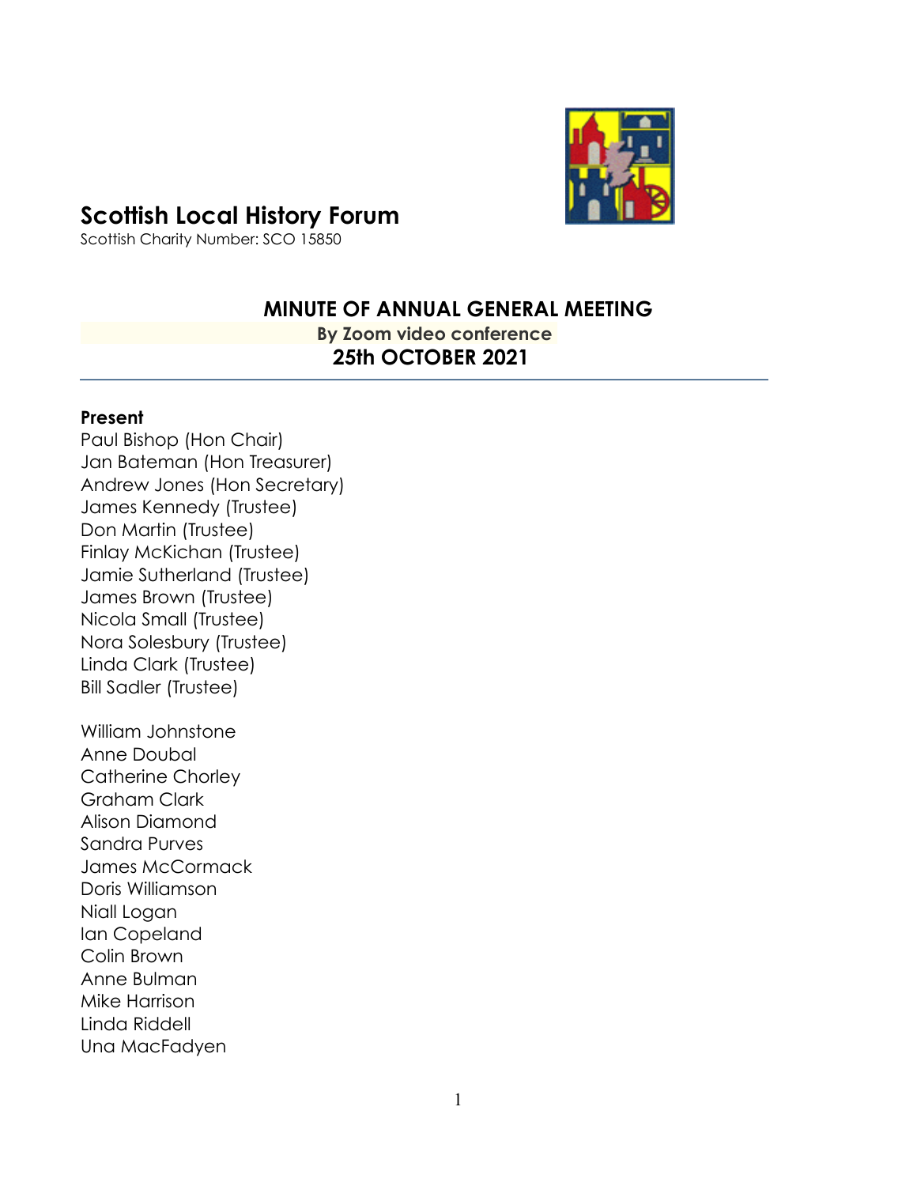# Scottish Local History Forum

Scottish Charity Number: SCO 15850

## MINUTE OF ANNUAL GENERAL MEETING

**By Zoom video conference**

**25th OCTOBER 2021**

---

**Present**

Paul Bishop (Hon Chair)
Jan Bateman (Hon Treasurer)
Andrew Jones (Hon Secretary)
James Kennedy (Trustee)
Don Martin (Trustee)
Finlay McKichan (Trustee)
Jamie Sutherland (Trustee)
James Brown (Trustee)
Nicola Small (Trustee)
Nora Solesbury (Trustee)
Linda Clark (Trustee)
Bill Sadler (Trustee)

William Johnstone
Anne Doubal
Catherine Chorley
Graham Clark
Alison Diamond
Sandra Purves
James McCormack
Doris Williamson
Niall Logan
Ian Copeland
Colin Brown
Anne Bulman
Mike Harrison
Linda Riddell
Una MacFadyen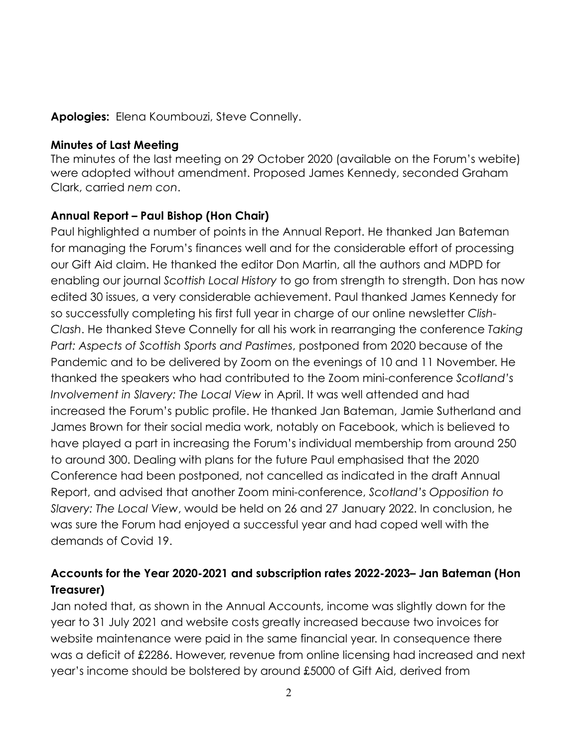**Apologies:** Elena Koumbouzi, Steve Connelly.

**Minutes of Last Meeting**

The minutes of the last meeting on 29 October 2020 (available on the Forum's webite) were adopted without amendment. Proposed James Kennedy, seconded Graham Clark, carried *nem con*.

**Annual Report – Paul Bishop (Hon Chair)**

Paul highlighted a number of points in the Annual Report. He thanked Jan Bateman for managing the Forum's finances well and for the considerable effort of processing our Gift Aid claim. He thanked the editor Don Martin, all the authors and MDPD for enabling our journal *Scottish Local History* to go from strength to strength. Don has now edited 30 issues, a very considerable achievement. Paul thanked James Kennedy for so successfully completing his first full year in charge of our online newsletter *Clish-Clash*. He thanked Steve Connelly for all his work in rearranging the conference *Taking Part: Aspects of Scottish Sports and Pastimes*, postponed from 2020 because of the Pandemic and to be delivered by Zoom on the evenings of 10 and 11 November. He thanked the speakers who had contributed to the Zoom mini-conference *Scotland's Involvement in Slavery: The Local View* in April. It was well attended and had increased the Forum's public profile. He thanked Jan Bateman, Jamie Sutherland and James Brown for their social media work, notably on Facebook, which is believed to have played a part in increasing the Forum's individual membership from around 250 to around 300. Dealing with plans for the future Paul emphasised that the 2020 Conference had been postponed, not cancelled as indicated in the draft Annual Report, and advised that another Zoom mini-conference, *Scotland's Opposition to Slavery: The Local View*, would be held on 26 and 27 January 2022. In conclusion, he was sure the Forum had enjoyed a successful year and had coped well with the demands of Covid 19.

**Accounts for the Year 2020-2021 and subscription rates 2022-2023– Jan Bateman (Hon Treasurer)**

Jan noted that, as shown in the Annual Accounts, income was slightly down for the year to 31 July 2021 and website costs greatly increased because two invoices for website maintenance were paid in the same financial year. In consequence there was a deficit of £2286. However, revenue from online licensing had increased and next year's income should be bolstered by around £5000 of Gift Aid, derived from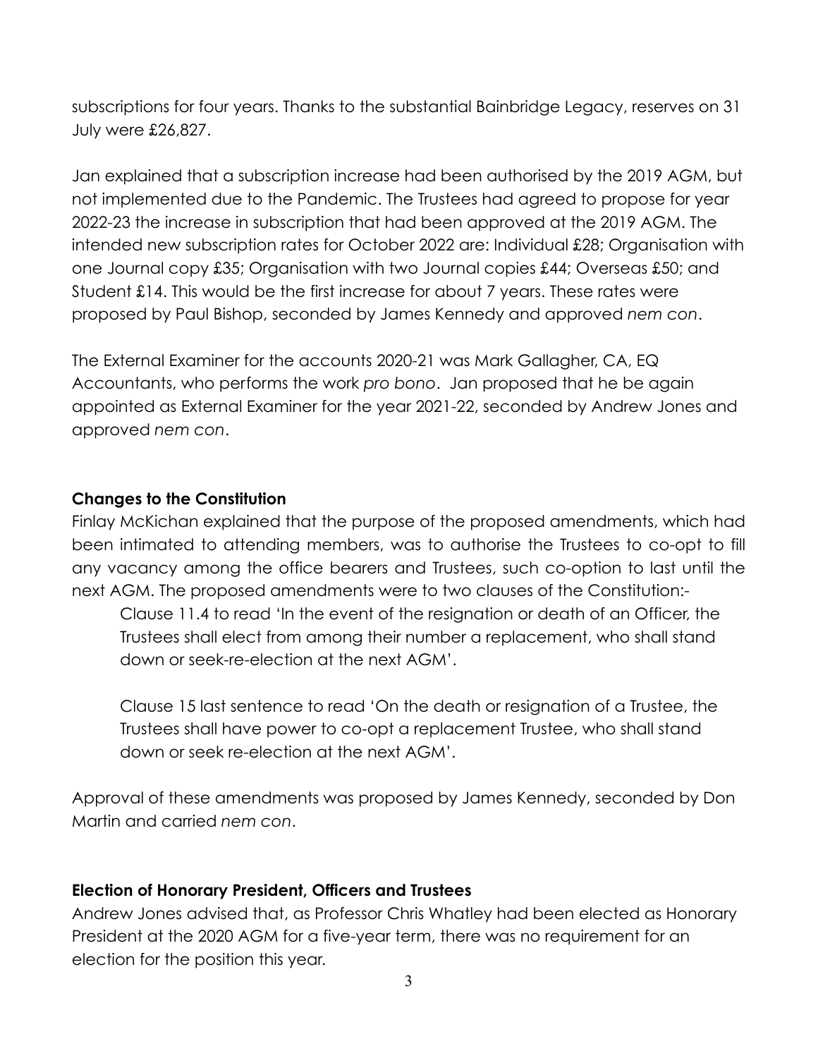subscriptions for four years. Thanks to the substantial Bainbridge Legacy, reserves on 31 July were £26,827.

Jan explained that a subscription increase had been authorised by the 2019 AGM, but not implemented due to the Pandemic. The Trustees had agreed to propose for year 2022-23 the increase in subscription that had been approved at the 2019 AGM. The intended new subscription rates for October 2022 are: Individual £28; Organisation with one Journal copy £35; Organisation with two Journal copies £44; Overseas £50; and Student £14. This would be the first increase for about 7 years. These rates were proposed by Paul Bishop, seconded by James Kennedy and approved *nem con*.

The External Examiner for the accounts 2020-21 was Mark Gallagher, CA, EQ Accountants, who performs the work *pro bono*. Jan proposed that he be again appointed as External Examiner for the year 2021-22, seconded by Andrew Jones and approved *nem con*.

**Changes to the Constitution**

Finlay McKichan explained that the purpose of the proposed amendments, which had been intimated to attending members, was to authorise the Trustees to co-opt to fill any vacancy among the office bearers and Trustees, such co-option to last until the next AGM. The proposed amendments were to two clauses of the Constitution:-

> Clause 11.4 to read 'In the event of the resignation or death of an Officer, the Trustees shall elect from among their number a replacement, who shall stand down or seek-re-election at the next AGM'.
>
> Clause 15 last sentence to read 'On the death or resignation of a Trustee, the Trustees shall have power to co-opt a replacement Trustee, who shall stand down or seek re-election at the next AGM'.

Approval of these amendments was proposed by James Kennedy, seconded by Don Martin and carried *nem con*.

**Election of Honorary President, Officers and Trustees**

Andrew Jones advised that, as Professor Chris Whatley had been elected as Honorary President at the 2020 AGM for a five-year term, there was no requirement for an election for the position this year.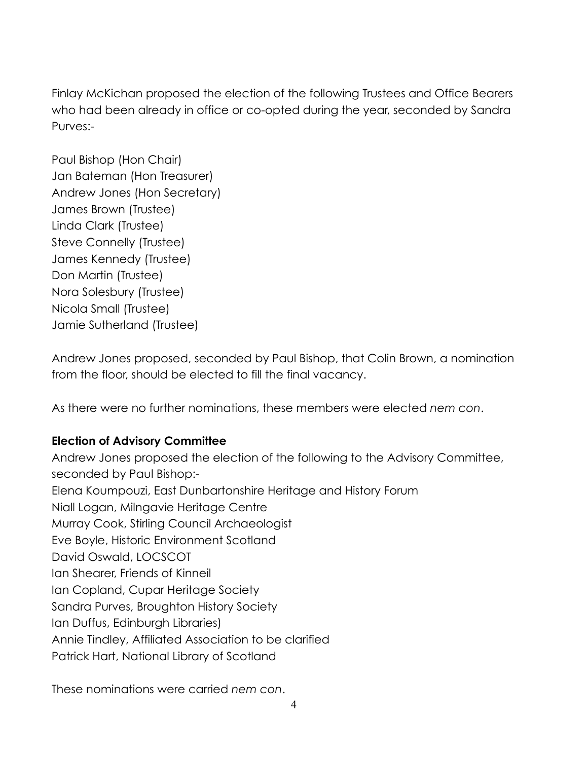Finlay McKichan proposed the election of the following Trustees and Office Bearers who had been already in office or co-opted during the year, seconded by Sandra Purves:-

Paul Bishop (Hon Chair)  
Jan Bateman (Hon Treasurer)  
Andrew Jones (Hon Secretary)  
James Brown (Trustee)  
Linda Clark (Trustee)  
Steve Connelly (Trustee)  
James Kennedy (Trustee)  
Don Martin (Trustee)  
Nora Solesbury (Trustee)  
Nicola Small (Trustee)  
Jamie Sutherland (Trustee)

Andrew Jones proposed, seconded by Paul Bishop, that Colin Brown, a nomination from the floor, should be elected to fill the final vacancy.

As there were no further nominations, these members were elected *nem con*.

**Election of Advisory Committee**

Andrew Jones proposed the election of the following to the Advisory Committee, seconded by Paul Bishop:-  
Elena Koumpouzi, East Dunbartonshire Heritage and History Forum  
Niall Logan, Milngavie Heritage Centre  
Murray Cook, Stirling Council Archaeologist  
Eve Boyle, Historic Environment Scotland  
David Oswald, LOCSCOT  
Ian Shearer, Friends of Kinneil  
Ian Copland, Cupar Heritage Society  
Sandra Purves, Broughton History Society  
Ian Duffus, Edinburgh Libraries)  
Annie Tindley, Affiliated Association to be clarified  
Patrick Hart, National Library of Scotland

These nominations were carried *nem con*.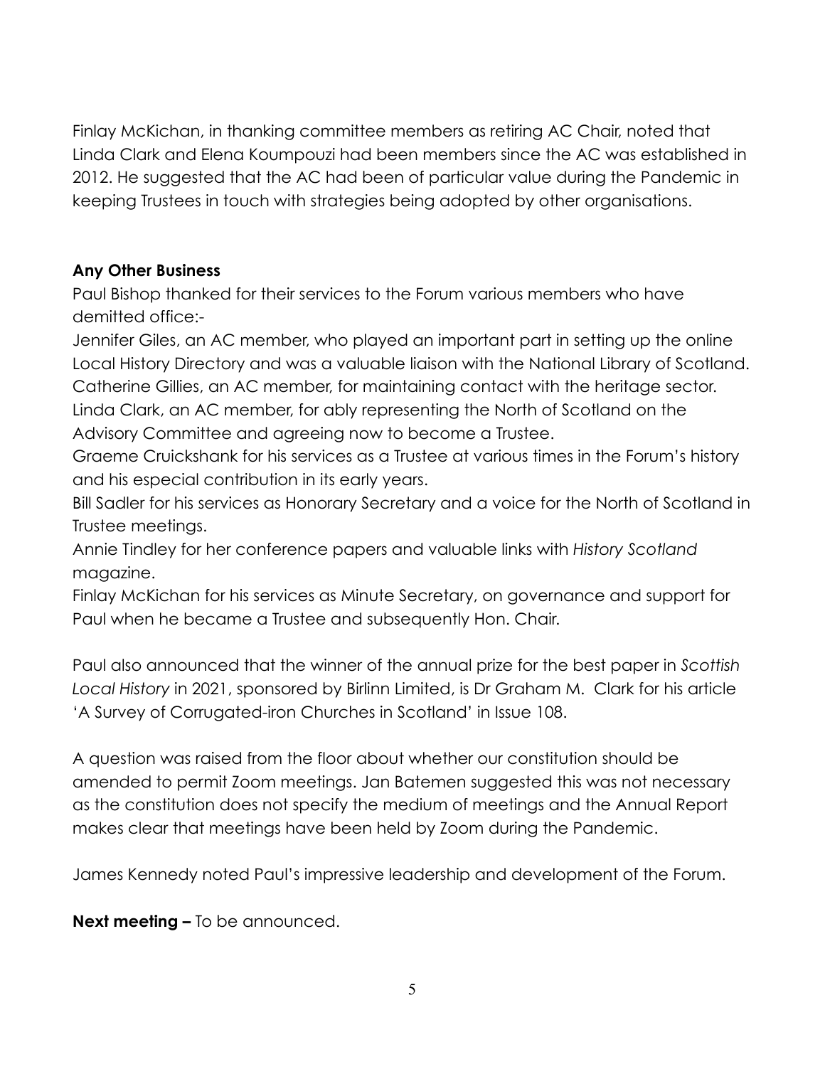Finlay McKichan, in thanking committee members as retiring AC Chair, noted that Linda Clark and Elena Koumpouzi had been members since the AC was established in 2012. He suggested that the AC had been of particular value during the Pandemic in keeping Trustees in touch with strategies being adopted by other organisations.

**Any Other Business**

Paul Bishop thanked for their services to the Forum various members who have demitted office:-

Jennifer Giles, an AC member, who played an important part in setting up the online Local History Directory and was a valuable liaison with the National Library of Scotland.

Catherine Gillies, an AC member, for maintaining contact with the heritage sector.

Linda Clark, an AC member, for ably representing the North of Scotland on the Advisory Committee and agreeing now to become a Trustee.

Graeme Cruickshank for his services as a Trustee at various times in the Forum's history and his especial contribution in its early years.

Bill Sadler for his services as Honorary Secretary and a voice for the North of Scotland in Trustee meetings.

Annie Tindley for her conference papers and valuable links with *History Scotland* magazine.

Finlay McKichan for his services as Minute Secretary, on governance and support for Paul when he became a Trustee and subsequently Hon. Chair.

Paul also announced that the winner of the annual prize for the best paper in *Scottish Local History* in 2021, sponsored by Birlinn Limited, is Dr Graham M. Clark for his article 'A Survey of Corrugated-iron Churches in Scotland' in Issue 108.

A question was raised from the floor about whether our constitution should be amended to permit Zoom meetings. Jan Batemen suggested this was not necessary as the constitution does not specify the medium of meetings and the Annual Report makes clear that meetings have been held by Zoom during the Pandemic.

James Kennedy noted Paul's impressive leadership and development of the Forum.

**Next meeting –** To be announced.